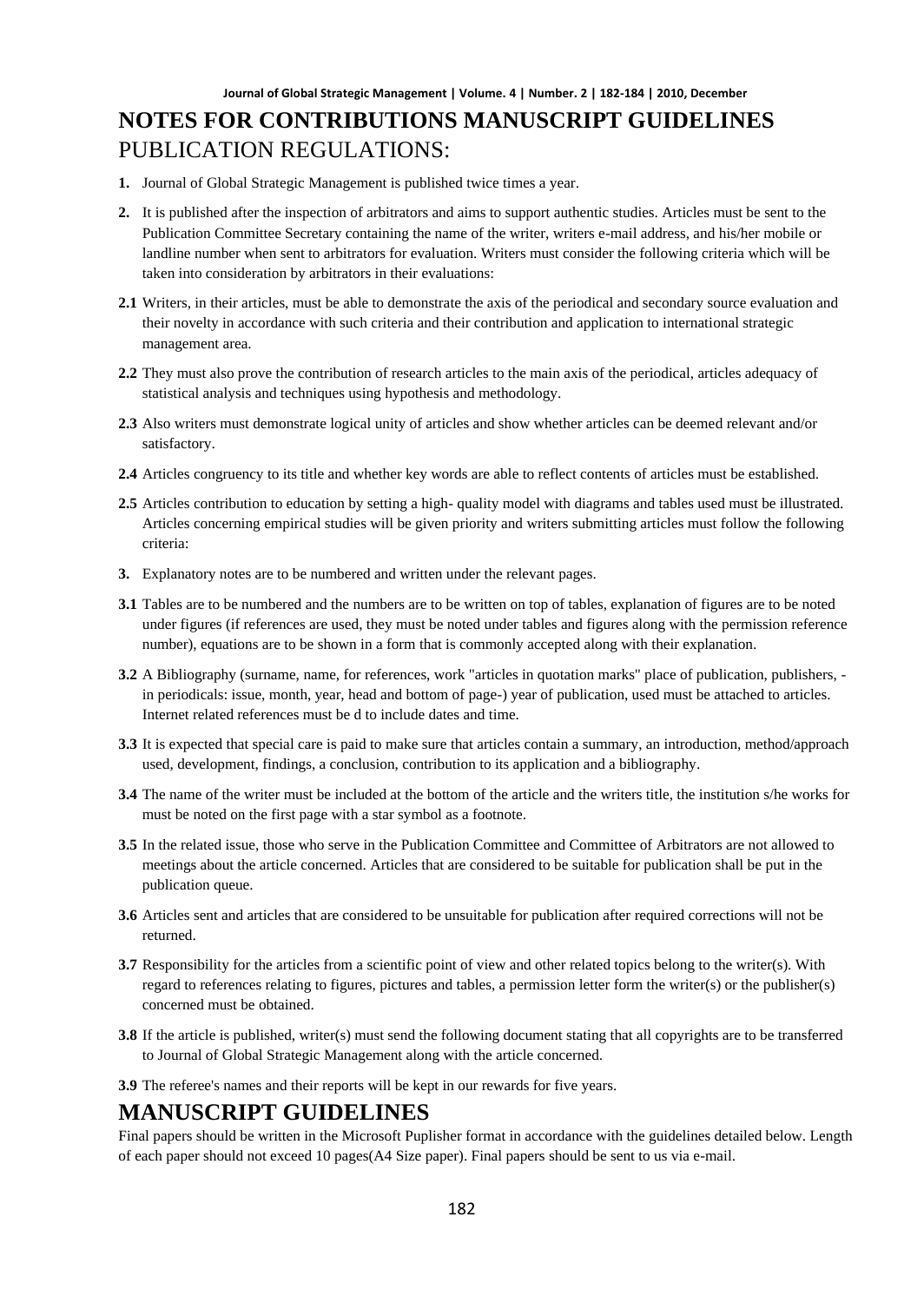# NOTES FOR CONTRIBUTIONS MANUSCRIPT GUIDELINES

## PUBLICATION REGULATIONS:

**1.** Journal of Global Strategic Management is published twice times a year.

**2.** It is published after the inspection of arbitrators and aims to support authentic studies. Articles must be sent to the Publication Committee Secretary containing the name of the writer, writers e-mail address, and his/her mobile or landline number when sent to arbitrators for evaluation. Writers must consider the following criteria which will be taken into consideration by arbitrators in their evaluations:

**2.1** Writers, in their articles, must be able to demonstrate the axis of the periodical and secondary source evaluation and their novelty in accordance with such criteria and their contribution and application to international strategic management area.

**2.2** They must also prove the contribution of research articles to the main axis of the periodical, articles adequacy of statistical analysis and techniques using hypothesis and methodology.

**2.3** Also writers must demonstrate logical unity of articles and show whether articles can be deemed relevant and/or satisfactory.

**2.4** Articles congruency to its title and whether key words are able to reflect contents of articles must be established.

**2.5** Articles contribution to education by setting a high- quality model with diagrams and tables used must be illustrated. Articles concerning empirical studies will be given priority and writers submitting articles must follow the following criteria:

**3.** Explanatory notes are to be numbered and written under the relevant pages.

**3.1** Tables are to be numbered and the numbers are to be written on top of tables, explanation of figures are to be noted under figures (if references are used, they must be noted under tables and figures along with the permission reference number), equations are to be shown in a form that is commonly accepted along with their explanation.

**3.2** A Bibliography (surname, name, for references, work "articles in quotation marks" place of publication, publishers, -in periodicals: issue, month, year, head and bottom of page-) year of publication, used must be attached to articles. Internet related references must be d to include dates and time.

**3.3** It is expected that special care is paid to make sure that articles contain a summary, an introduction, method/approach used, development, findings, a conclusion, contribution to its application and a bibliography.

**3.4** The name of the writer must be included at the bottom of the article and the writers title, the institution s/he works for must be noted on the first page with a star symbol as a footnote.

**3.5** In the related issue, those who serve in the Publication Committee and Committee of Arbitrators are not allowed to meetings about the article concerned. Articles that are considered to be suitable for publication shall be put in the publication queue.

**3.6** Articles sent and articles that are considered to be unsuitable for publication after required corrections will not be returned.

**3.7** Responsibility for the articles from a scientific point of view and other related topics belong to the writer(s). With regard to references relating to figures, pictures and tables, a permission letter form the writer(s) or the publisher(s) concerned must be obtained.

**3.8** If the article is published, writer(s) must send the following document stating that all copyrights are to be transferred to Journal of Global Strategic Management along with the article concerned.

**3.9** The referee's names and their reports will be kept in our rewards for five years.

# MANUSCRIPT GUIDELINES

Final papers should be written in the Microsoft Puplisher format in accordance with the guidelines detailed below. Length of each paper should not exceed 10 pages(A4 Size paper). Final papers should be sent to us via e-mail.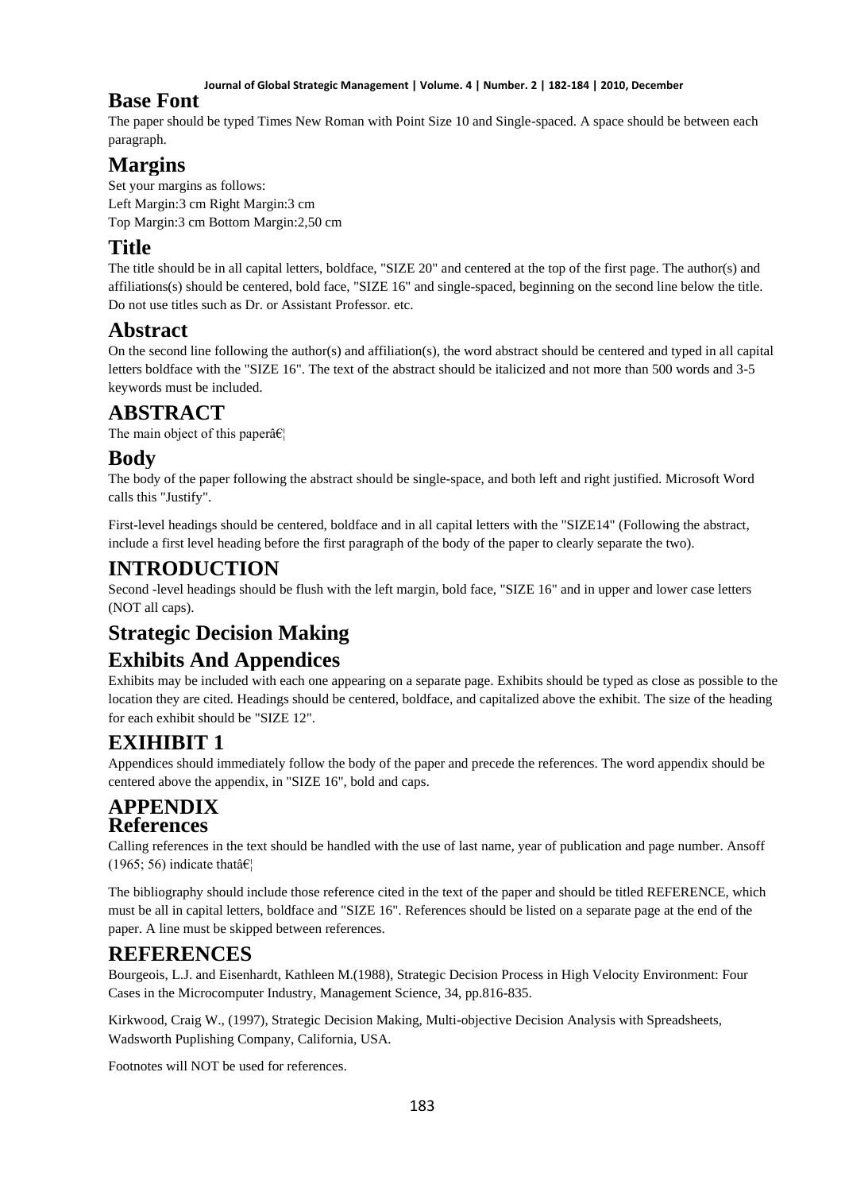## Base Font

The paper should be typed Times New Roman with Point Size 10 and Single-spaced. A space should be between each paragraph.

## Margins

Set your margins as follows:
Left Margin:3 cm Right Margin:3 cm
Top Margin:3 cm Bottom Margin:2,50 cm

## Title

The title should be in all capital letters, boldface, "SIZE 20" and centered at the top of the first page. The author(s) and affiliations(s) should be centered, bold face, "SIZE 16" and single-spaced, beginning on the second line below the title. Do not use titles such as Dr. or Assistant Professor. etc.

## Abstract

On the second line following the author(s) and affiliation(s), the word abstract should be centered and typed in all capital letters boldface with the "SIZE 16". The text of the abstract should be italicized and not more than 500 words and 3-5 keywords must be included.

## ABSTRACT

The main object of this paperâ€¦

## Body

The body of the paper following the abstract should be single-space, and both left and right justified. Microsoft Word calls this "Justify".

First-level headings should be centered, boldface and in all capital letters with the "SIZE14" (Following the abstract, include a first level heading before the first paragraph of the body of the paper to clearly separate the two).

## INTRODUCTION

Second -level headings should be flush with the left margin, bold face, "SIZE 16" and in upper and lower case letters (NOT all caps).

## Strategic Decision Making

## Exhibits And Appendices

Exhibits may be included with each one appearing on a separate page. Exhibits should be typed as close as possible to the location they are cited. Headings should be centered, boldface, and capitalized above the exhibit. The size of the heading for each exhibit should be "SIZE 12".

## EXIHIBIT 1

Appendices should immediately follow the body of the paper and precede the references. The word appendix should be centered above the appendix, in "SIZE 16", bold and caps.

## APPENDIX

## References

Calling references in the text should be handled with the use of last name, year of publication and page number. Ansoff (1965; 56) indicate thatâ€¦

The bibliography should include those reference cited in the text of the paper and should be titled REFERENCE, which must be all in capital letters, boldface and "SIZE 16". References should be listed on a separate page at the end of the paper. A line must be skipped between references.

## REFERENCES

Bourgeois, L.J. and Eisenhardt, Kathleen M.(1988), Strategic Decision Process in High Velocity Environment: Four Cases in the Microcomputer Industry, Management Science, 34, pp.816-835.

Kirkwood, Craig W., (1997), Strategic Decision Making, Multi-objective Decision Analysis with Spreadsheets, Wadsworth Puplishing Company, California, USA.

Footnotes will NOT be used for references.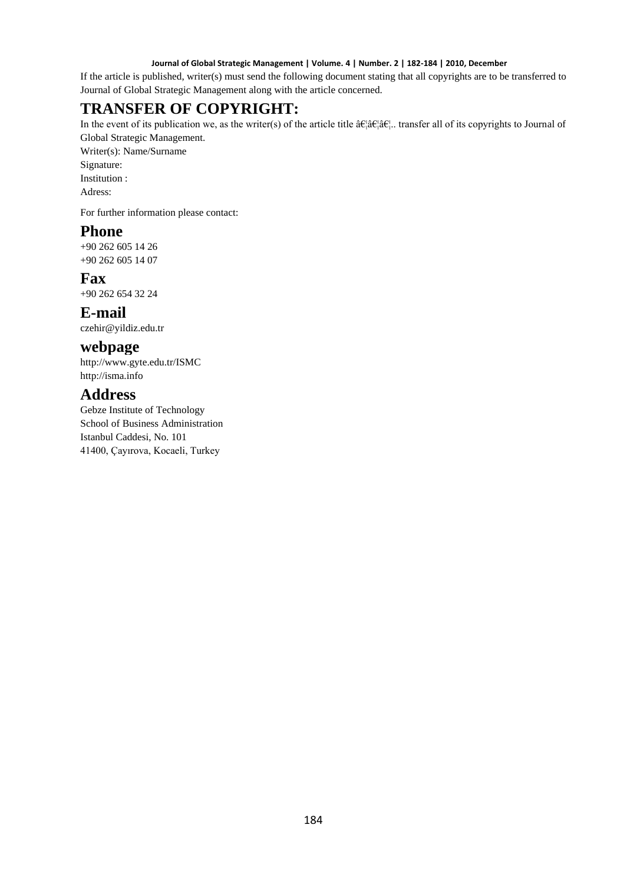If the article is published, writer(s) must send the following document stating that all copyrights are to be transferred to Journal of Global Strategic Management along with the article concerned.

# TRANSFER OF COPYRIGHT:

In the event of its publication we, as the writer(s) of the article title â€¦â€¦.. transfer all of its copyrights to Journal of Global Strategic Management.

Writer(s): Name/Surname

Signature:

Institution :

Adress:

For further information please contact:

## Phone

+90 262 605 14 26

+90 262 605 14 07

## Fax

+90 262 654 32 24

## E-mail

czehir@yildiz.edu.tr

## webpage

http://www.gyte.edu.tr/ISMC

http://isma.info

## Address

Gebze Institute of Technology

School of Business Administration

Istanbul Caddesi, No. 101

41400, Çayırova, Kocaeli, Turkey